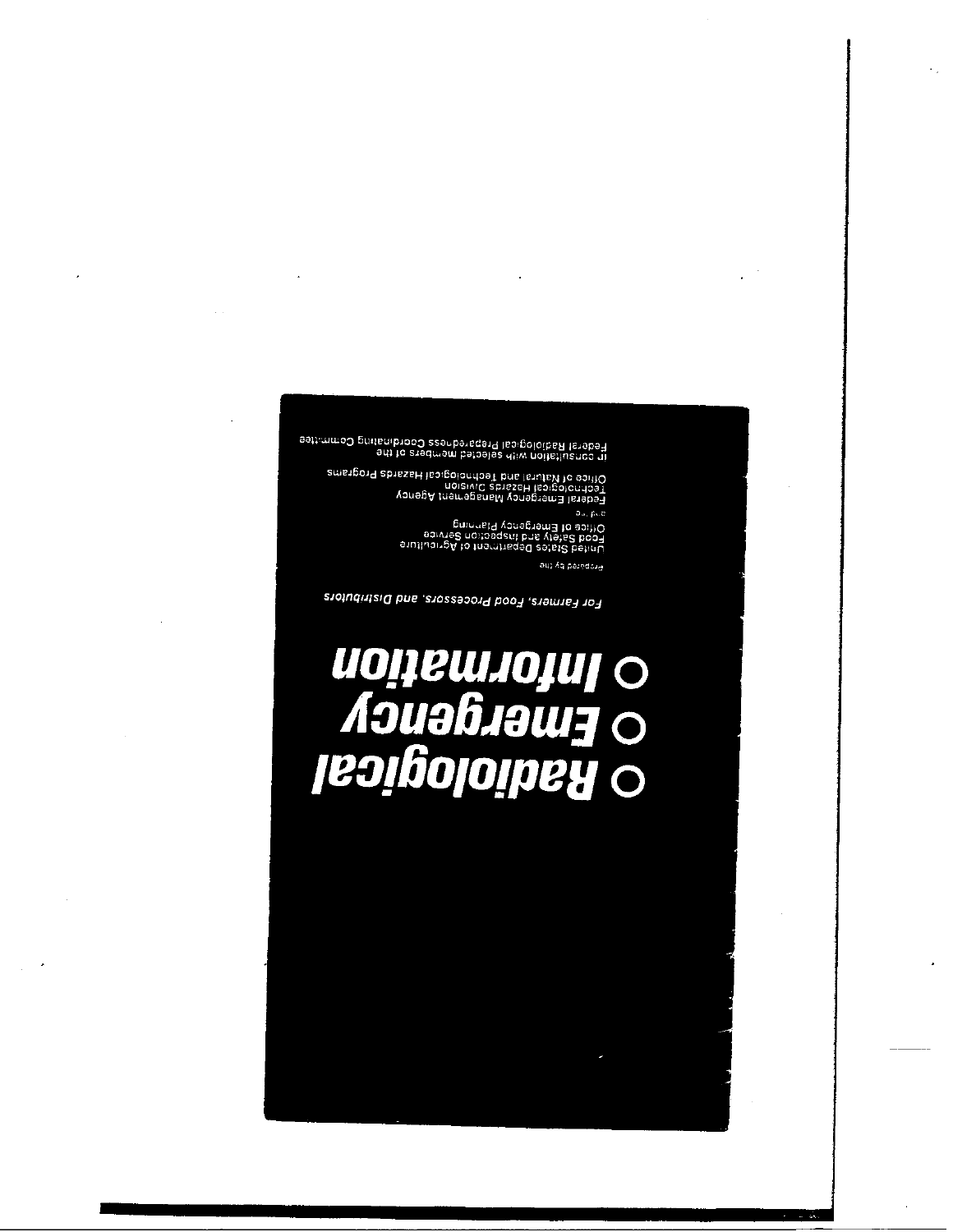# ○ Radiological
# ○ Emergency
# ○ Information

*For Farmers, Food Processors, and Distributors*

Prepared by the

United States Department of Agriculture
Food Safety and Inspection Service
Office of Emergency Planning

and the

Federal Emergency Management Agency
Technological Hazards Division
Office of Natural and Technological Hazards Programs

in consultation with selected members of the
Federal Radiological Preparedness Coordinating Committee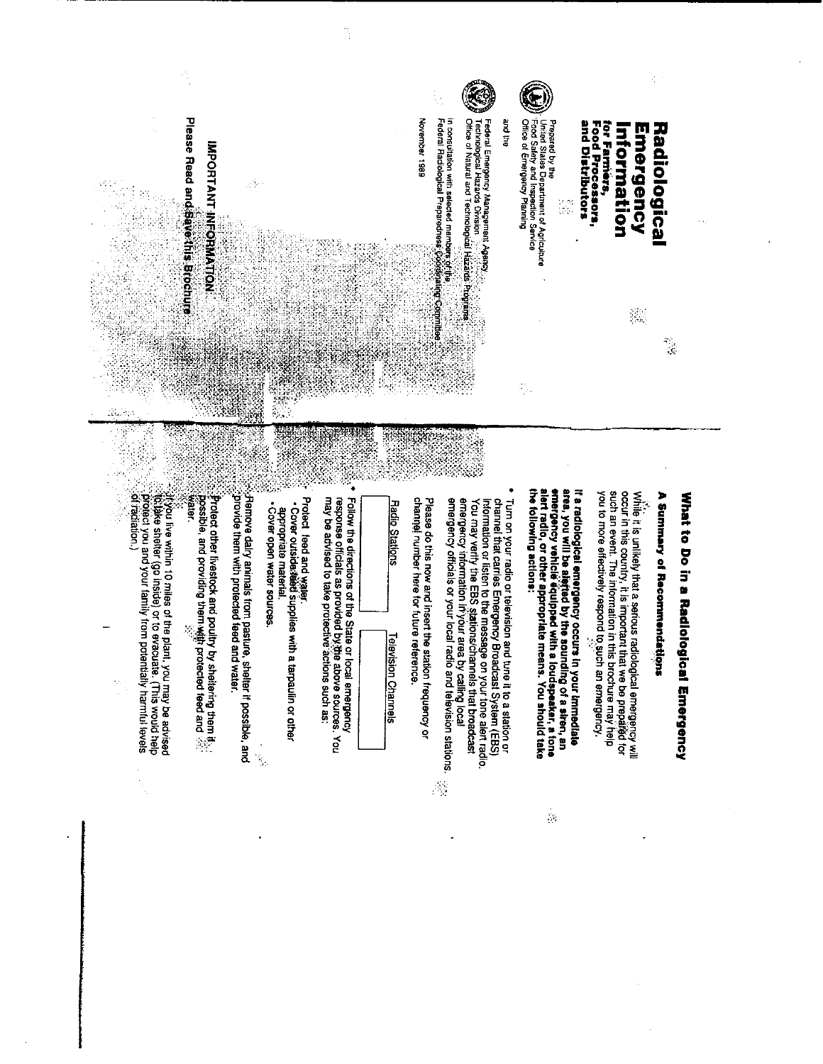# Radiological Emergency Information for Farmers, Food Processors, and Distributors

Prepared by the
United States Department of Agriculture
Food Safety and Inspection Service
Office of Emergency Planning

and the

Federal Emergency Management Agency
Technological Hazards Division
Office of Natural and Technological Hazards Programs

in consultation with selected members of the
Federal Radiological Preparedness Coordinating Committee

November 1989

**IMPORTANT INFORMATION**

**Please Read and Save this Brochure**

# What to Do in a Radiological Emergency

## A Summary of Recommendations

While it is unlikely that a serious radiological emergency will occur in this country, it is important that we be prepared for such an event. The information in this brochure may help you to more effectively respond to such an emergency.

**If a radiological emergency occurs in your immediate area, you will be alerted by the sounding of a siren, an emergency vehicle equipped with a loudspeaker, a tone alert radio, or other appropriate means. You should take the following actions:**

- Turn on your radio or television and tune it to a station or channel that carries Emergency Broadcast System (EBS) information or listen to the message on your tone alert radio. You may verify the EBS stations/channels that broadcast emergency information in your area by calling local emergency officials or your local radio and television stations.

  Please do this now and insert the station frequency or channel number here for future reference.

| Radio Stations | Television Channels |
|---|---|
| | |

- Follow the directions of the State or local emergency response officials as provided by the above sources. You may be advised to take protective actions such as:
  - Protect feed and water.
    - Cover outside feed supplies with a tarpaulin or other appropriate material.
    - Cover open water sources.
  - Remove dairy animals from pasture, shelter if possible, and provide them with protected feed and water.
  - Protect other livestock and poultry by sheltering them if possible, and providing them with protected feed and water.
  - If you live within 10 miles of the plant, you may be advised to take shelter (go inside) or to evacuate. (This would help protect you and your family from potentially harmful levels of radiation.)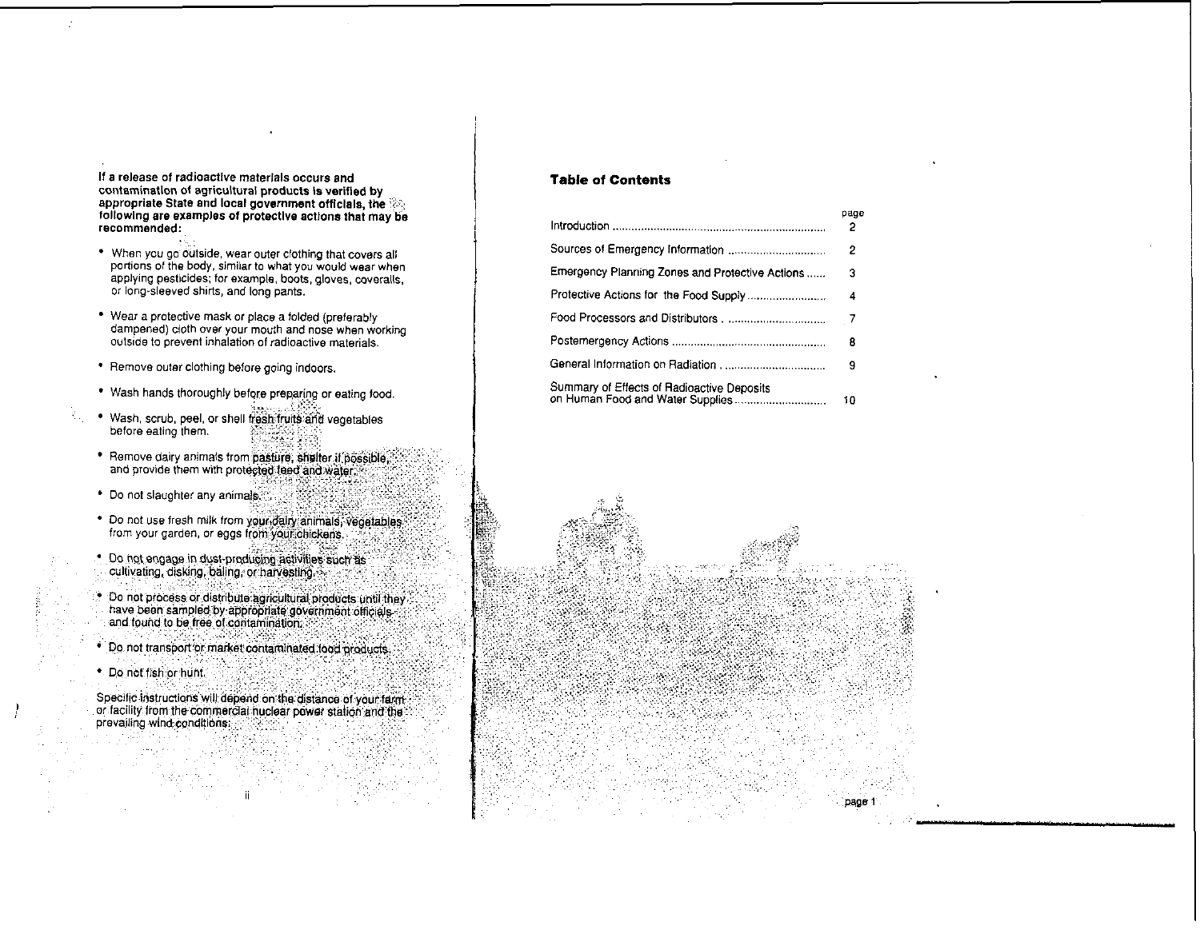**If a release of radioactive materials occurs and contamination of agricultural products is verified by appropriate State and local government officials, the following are examples of protective actions that may be recommended:**

- When you go outside, wear outer clothing that covers all portions of the body, similar to what you would wear when applying pesticides; for example, boots, gloves, coveralls, or long-sleeved shirts, and long pants.
- Wear a protective mask or place a folded (preferably dampened) cloth over your mouth and nose when working outside to prevent inhalation of radioactive materials.
- Remove outer clothing before going indoors.
- Wash hands thoroughly before preparing or eating food.
- Wash, scrub, peel, or shell fresh fruits and vegetables before eating them.
- Remove dairy animals from pasture, shelter if possible, and provide them with protected feed and water.
- Do not slaughter any animals.
- Do not use fresh milk from your dairy animals, vegetables from your garden, or eggs from your chickens.
- Do not engage in dust-producing activities such as cultivating, disking, baling, or harvesting.
- Do not process or distribute agricultural products until they have been sampled by appropriate government officials and found to be free of contamination.
- Do not transport or market contaminated food products.
- Do not fish or hunt.

Specific instructions will depend on the distance of your farm or facility from the commercial nuclear power station and the prevailing wind conditions.

## Table of Contents

| | page |
|---|---|
| Introduction | 2 |
| Sources of Emergency Information | 2 |
| Emergency Planning Zones and Protective Actions | 3 |
| Protective Actions for the Food Supply | 4 |
| Food Processors and Distributors | 7 |
| Postemergency Actions | 8 |
| General Information on Radiation | 9 |
| Summary of Effects of Radioactive Deposits on Human Food and Water Supplies | 10 |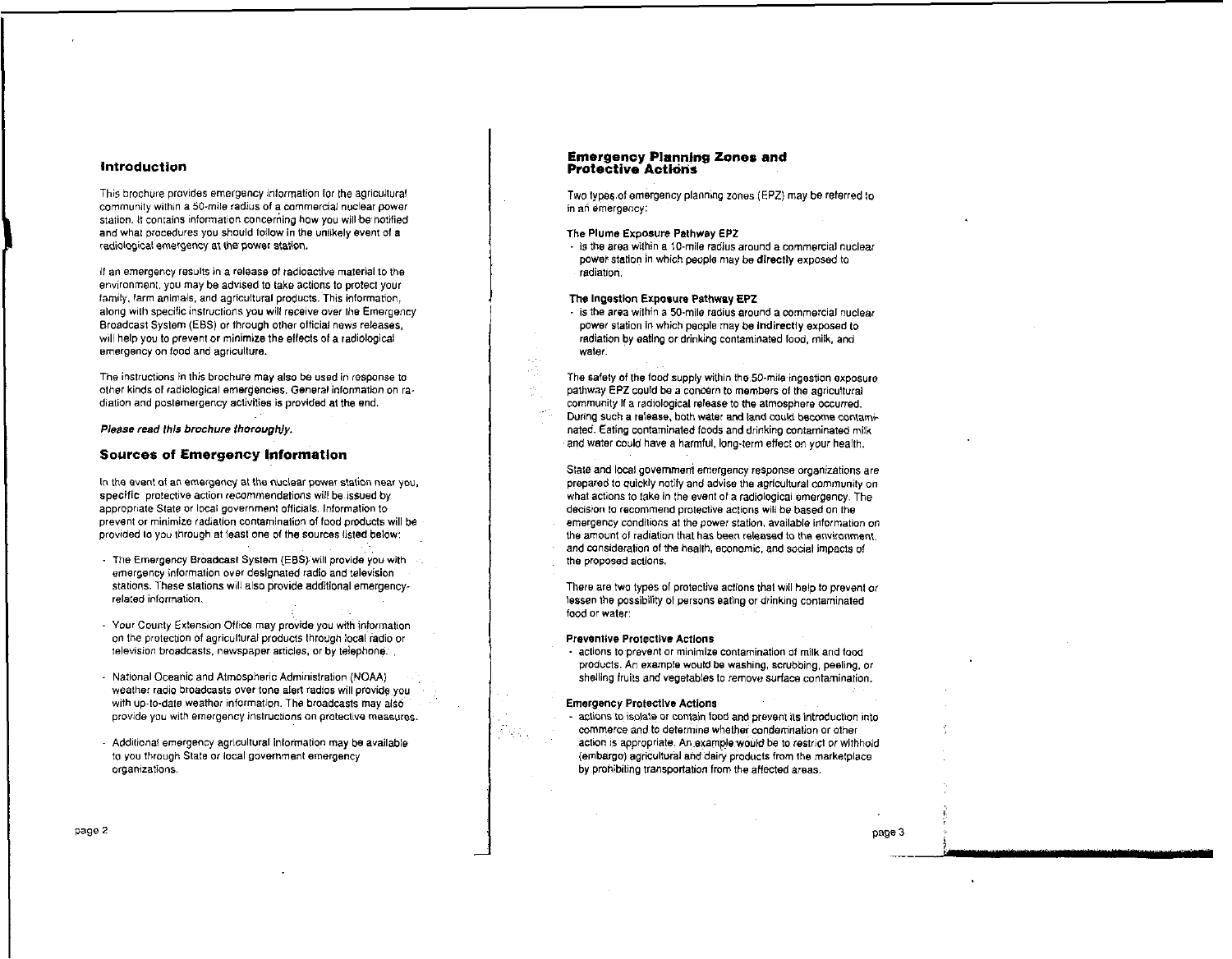## Introduction

This brochure provides emergency information for the agricultural community within a 50-mile radius of a commercial nuclear power station. It contains information concerning how you will be notified and what procedures you should follow in the unlikely event of a radiological emergency at the power station.

If an emergency results in a release of radioactive material to the environment, you may be advised to take actions to protect your family, farm animals, and agricultural products. This information, along with specific instructions you will receive over the Emergency Broadcast System (EBS) or through other official news releases, will help you to prevent or minimize the effects of a radiological emergency on food and agriculture.

The instructions in this brochure may also be used in response to other kinds of radiological emergencies. General information on radiation and postemergency activities is provided at the end.

***Please read this brochure thoroughly.***

## Sources of Emergency Information

In the event of an emergency at the nuclear power station near you, **specific** protective action recommendations will be issued by appropriate State or local government officials. Information to prevent or minimize radiation contamination of food products will be provided to you through at least one of the sources listed below:

- The Emergency Broadcast System (EBS) will provide you with emergency information over designated radio and television stations. These stations will also provide additional emergency-related information.
- Your County Extension Office may provide you with information on the protection of agricultural products through local radio or television broadcasts, newspaper articles, or by telephone.
- National Oceanic and Atmospheric Administration (NOAA) weather radio broadcasts over tone alert radios will provide you with up-to-date weather information. The broadcasts may also provide you with emergency instructions on protective measures.
- Additional emergency agricultural information may be available to you through State or local government emergency organizations.

## Emergency Planning Zones and Protective Actions

Two types of emergency planning zones (EPZ) may be referred to in an emergency:

**The Plume Exposure Pathway EPZ**

- is the area within a 10-mile radius around a commercial nuclear power station in which people may be **directly** exposed to radiation.

**The Ingestion Exposure Pathway EPZ**

- is the area within a 50-mile radius around a commercial nuclear power station in which people may be **indirectly** exposed to radiation by eating or drinking contaminated food, milk, and water.

The safety of the food supply within the 50-mile ingestion exposure pathway EPZ could be a concern to members of the agricultural community if a radiological release to the atmosphere occurred. During such a release, both water and land could become contaminated. Eating contaminated foods and drinking contaminated milk and water could have a harmful, long-term effect on your health.

State and local government emergency response organizations are prepared to quickly notify and advise the agricultural community on what actions to take in the event of a radiological emergency. The decision to recommend protective actions will be based on the emergency conditions at the power station, available information on the amount of radiation that has been released to the environment, and consideration of the health, economic, and social impacts of the proposed actions.

There are two types of protective actions that will help to prevent or lessen the possibility of persons eating or drinking contaminated food or water:

**Preventive Protective Actions**

- actions to prevent or minimize contamination of milk and food products. An example would be washing, scrubbing, peeling, or shelling fruits and vegetables to remove surface contamination.

**Emergency Protective Actions**

- actions to isolate or contain food and prevent its introduction into commerce and to determine whether condemnation or other action is appropriate. An example would be to restrict or withhold (embargo) agricultural and dairy products from the marketplace by prohibiting transportation from the affected areas.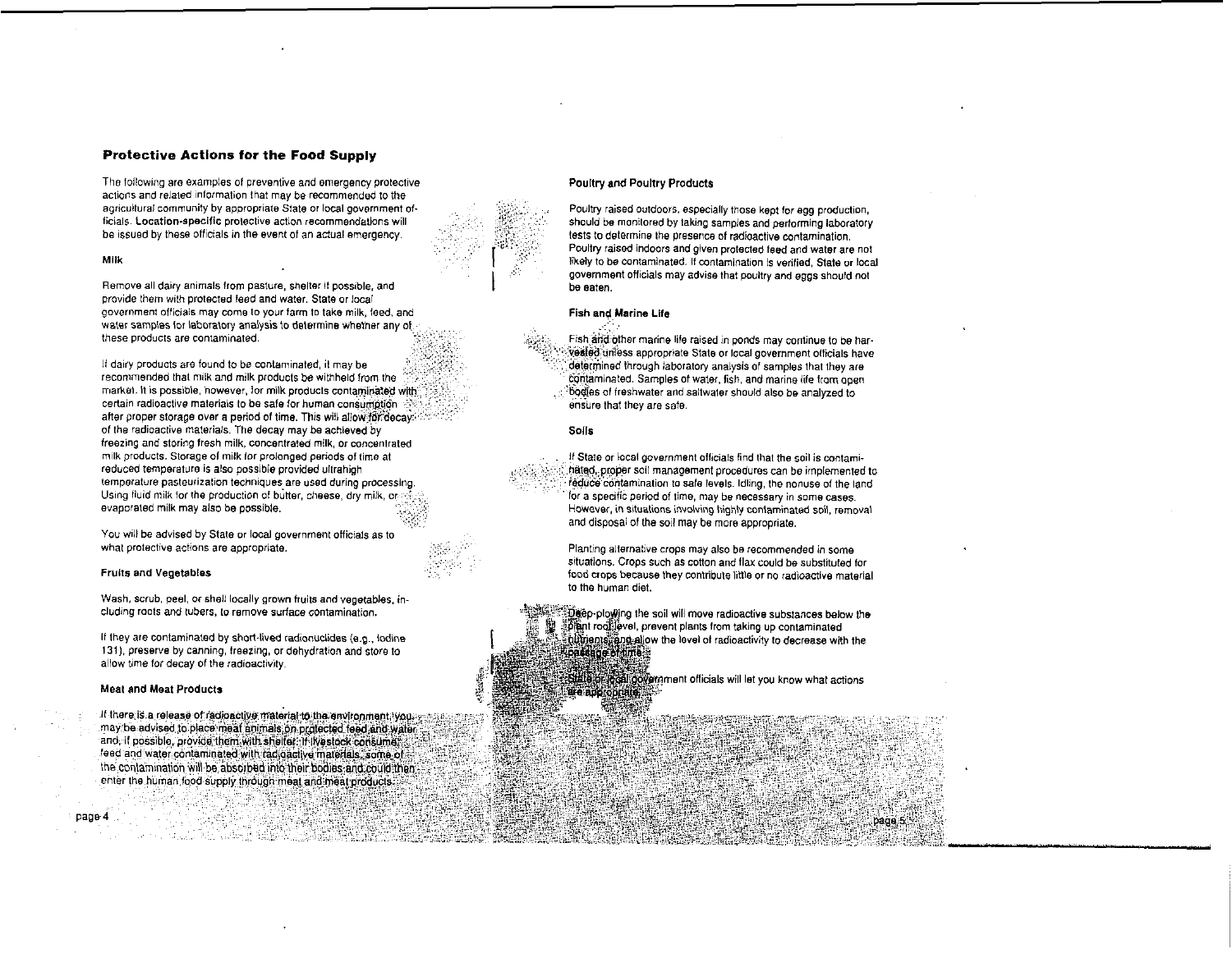## Protective Actions for the Food Supply

The following are examples of preventive and emergency protective actions and related information that may be recommended to the agricultural community by appropriate State or local government officials. **Location-specific** protective action recommendations will be issued by these officials in the event of an actual emergency.

### Milk

Remove all dairy animals from pasture, shelter if possible, and provide them with protected feed and water. State or local government officials may come to your farm to take milk, feed, and water samples for laboratory analysis to determine whether any of these products are contaminated.

If dairy products are found to be contaminated, it may be recommended that milk and milk products be withheld from the market. It is possible, however, for milk products contaminated with certain radioactive materials to be safe for human consumption after proper storage over a period of time. This will allow for decay of the radioactive materials. The decay may be achieved by freezing and storing fresh milk, concentrated milk, or concentrated milk products. Storage of milk for prolonged periods of time at reduced temperature is also possible provided ultrahigh temperature pasteurization techniques are used during processing. Using fluid milk for the production of butter, cheese, dry milk, or evaporated milk may also be possible.

You will be advised by State or local government officials as to what protective actions are appropriate.

### Fruits and Vegetables

Wash, scrub, peel, or shell locally grown fruits and vegetables, including roots and tubers, to remove surface contamination.

If they are contaminated by short-lived radionuclides (e.g., iodine 131), preserve by canning, freezing, or dehydration and store to allow time for decay of the radioactivity.

### Meat and Meat Products

If there is a release of radioactive material to the environment, you may be advised to place meat animals on protected feed and water and, if possible, provide them with shelter. If livestock consume feed and water contaminated with radioactive materials, some of the contamination will be absorbed into their bodies and could then enter the human food supply through meat and meat products.

### Poultry and Poultry Products

Poultry raised outdoors, especially those kept for egg production, should be monitored by taking samples and performing laboratory tests to determine the presence of radioactive contamination. Poultry raised indoors and given protected feed and water are not likely to be contaminated. If contamination is verified, State or local government officials may advise that poultry and eggs should not be eaten.

### Fish and Marine Life

Fish and other marine life raised in ponds may continue to be harvested unless appropriate State or local government officials have determined through laboratory analysis of samples that they are contaminated. Samples of water, fish, and marine life from open bodies of freshwater and saltwater should also be analyzed to ensure that they are safe.

### Soils

If State or local government officials find that the soil is contaminated, proper soil management procedures can be implemented to reduce contamination to safe levels. Idling, the nonuse of the land for a specific period of time, may be necessary in some cases. However, in situations involving highly contaminated soil, removal and disposal of the soil may be more appropriate.

Planting alternative crops may also be recommended in some situations. Crops such as cotton and flax could be substituted for food crops because they contribute little or no radioactive material to the human diet.

Deep-plowing the soil will move radioactive substances below the plant root level, prevent plants from taking up contaminated nutrients, and allow the level of radioactivity to decrease with the passage of time.

State or local government officials will let you know what actions are appropriate.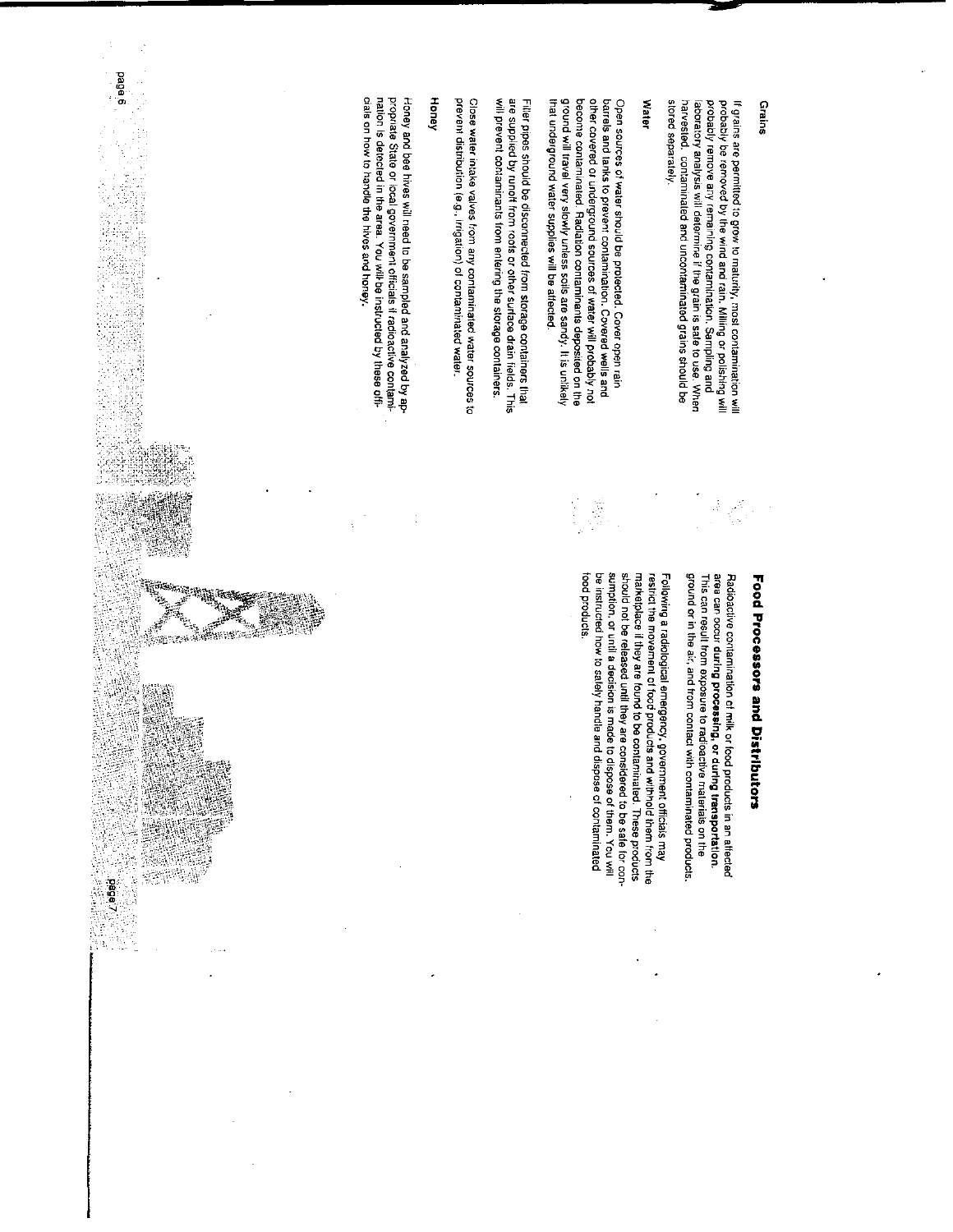### Grains

If grains are permitted to grow to maturity, most contamination will probably be removed by the wind and rain. Milling or polishing will probably remove any remaining contamination. Sampling and laboratory analysis will determine if the grain is safe to use. When harvested, contaminated and uncontaminated grains should be stored separately.

### Water

Open sources of water should be protected. Cover open rain barrels and tanks to prevent contamination. Covered wells and other covered or underground sources of water will probably not become contaminated. Radiation contaminants deposited on the ground will travel very slowly unless soils are sandy. It is unlikely that underground water supplies will be affected.

Filler pipes should be disconnected from storage containers that are supplied by runoff from roofs or other surface drain fields. This will prevent contaminants from entering the storage containers.

Close water intake valves from any contaminated water sources to prevent distribution (e.g., irrigation) of contaminated water.

### Honey

Honey and bee hives will need to be sampled and analyzed by appropriate State or local government officials if radioactive contamination is detected in the area. You will be instructed by these officials on how to handle the hives and honey.

## Food Processors and Distributors

Radioactive contamination of milk or food products in an affected area can occur **during processing, or during transportation.** This can result from exposure to radioactive materials on the ground or in the air, and from contact with contaminated products.

Following a radiological emergency, government officials may restrict the movement of food products and withhold them from the marketplace if they are found to be contaminated. These products should not be released until they are considered to be safe for consumption, or until a decision is made to dispose of them. You will be instructed how to safely handle and dispose of contaminated food products.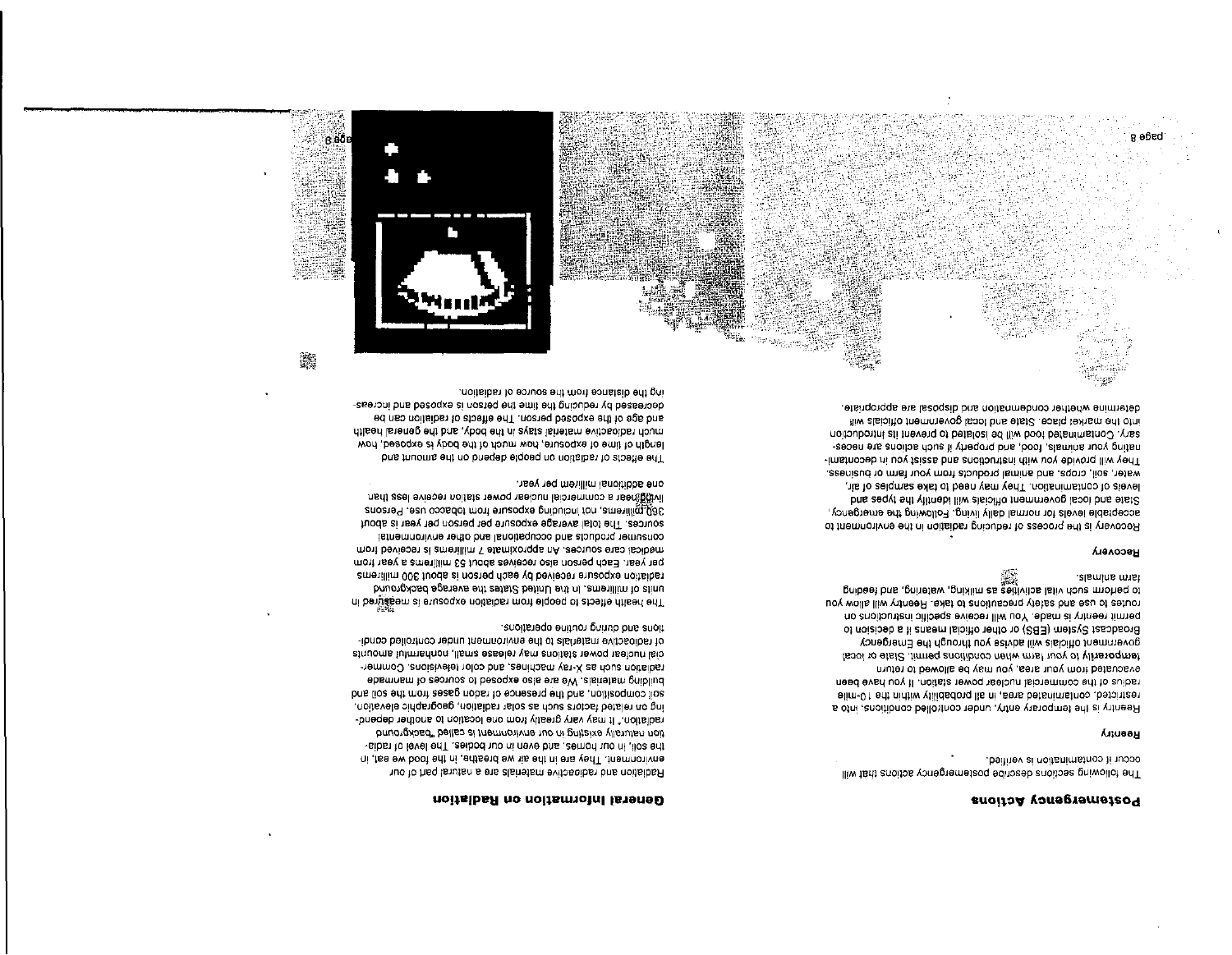## Postemergency Actions

The following sections describe postemergency actions that will occur if contamination is verified.

### Reentry

Reentry is the temporary entry, under controlled conditions, into a restricted, contaminated area, in all probability within the 10-mile radius of the commercial nuclear power station. If you have been evacuated from your area, you may be allowed to return temporarily to your farm when conditions permit. State or local government officials will advise you through the Emergency Broadcast System (EBS) or other official means if a decision to permit reentry is made. You will receive specific instructions on routes to use and safety precautions to take. Reentry will allow you to perform such vital activities as milking, watering, and feeding farm animals.

### Recovery

Recovery is the process of reducing radiation in the environment to acceptable levels for normal daily living. Following the emergency, State and local government officials will identify the types and levels of contamination. They may need to take samples of air, water, soil, crops, and animal products from your farm or business. They will provide you with instructions and assist you in decontaminating your animals, food, and property if such actions are necessary. Contaminated food will be isolated to prevent its introduction into the market place. State and local government officials will determine whether condemnation and disposal are appropriate.

## General Information on Radiation

Radiation and radioactive materials are a natural part of our environment. They are in the air we breathe, in the food we eat, in the soil, in our homes, and even in our bodies. The level of radiation naturally existing in our environment is called "background radiation." It may vary greatly from one location to another depending on related factors such as solar radiation, geographic elevation, soil composition, and the presence of radon gases from the soil and building materials. We are also exposed to sources of manmade radiation such as X-ray machines, and color televisions. Commercial nuclear power stations may release small, nonharmful amounts of radioactive materials to the environment under controlled conditions and during routine operations.

The health effects to people from radiation exposure is measured in units of millirems. In the United States the average background radiation exposure received by each person is about 300 millirems per year. Each person also receives about 53 millirems a year from medical care sources. An approximate 7 millirems is received from consumer products and occupational and other environmental sources. The total average exposure per person per year is about 360 millirems, not including exposure from tobacco use. Persons living near a commercial nuclear power station receive less than one additional millirem per year.

The effects of radiation on people depend on the amount and length of time of exposure, how much of the body is exposed, how much radioactive material stays in the body, and the general health and age of the exposed person. The effects of radiation can be decreased by reducing the time the person is exposed and increasing the distance from the source of radiation.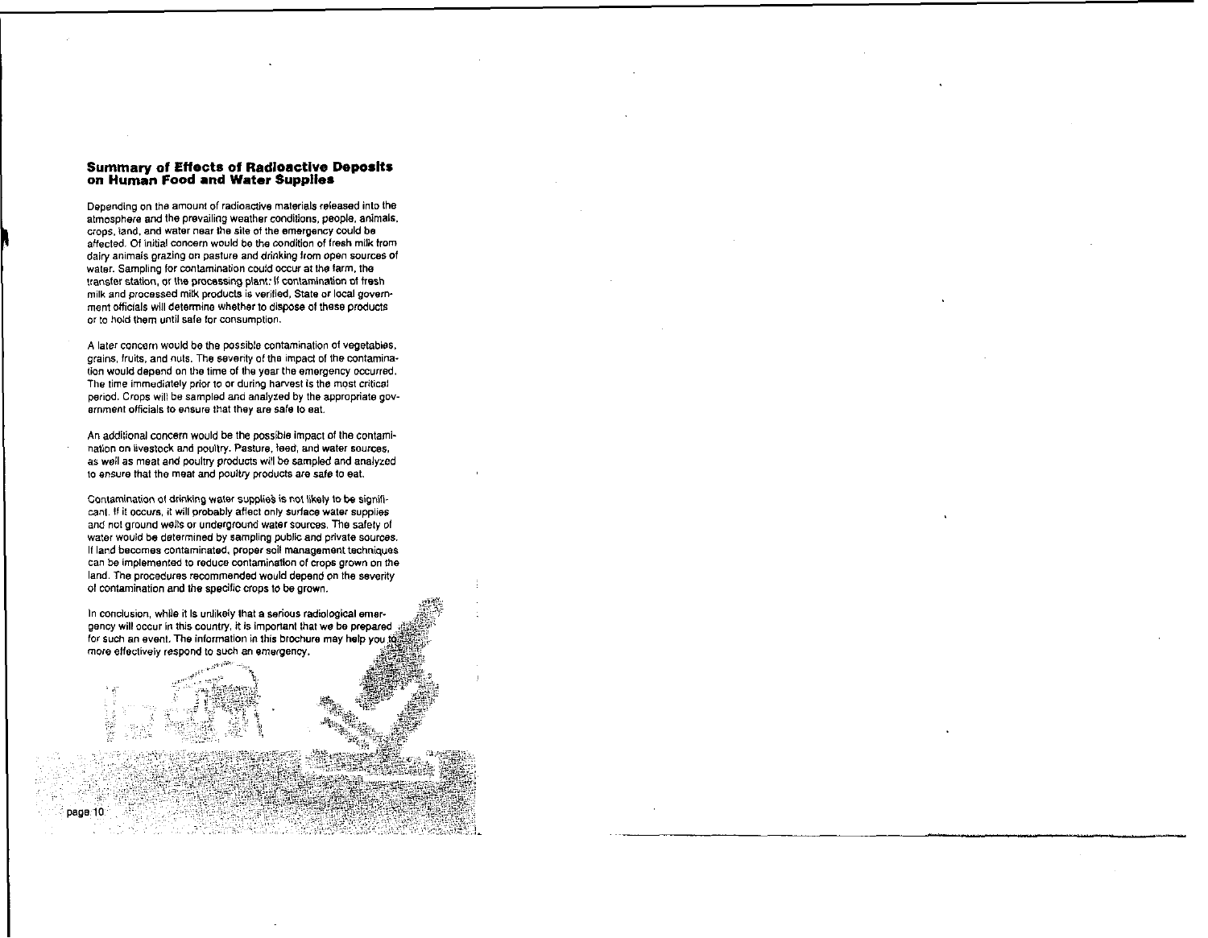## Summary of Effects of Radioactive Deposits on Human Food and Water Supplies

Depending on the amount of radioactive materials released into the atmosphere and the prevailing weather conditions, people, animals, crops, land, and water near the site of the emergency could be affected. Of initial concern would be the condition of fresh milk from dairy animals grazing on pasture and drinking from open sources of water. Sampling for contamination could occur at the farm, the transfer station, or the processing plant. If contamination of fresh milk and processed milk products is verified, State or local government officials will determine whether to dispose of these products or to hold them until safe for consumption.

A later concern would be the possible contamination of vegetables, grains, fruits, and nuts. The severity of the impact of the contamination would depend on the time of the year the emergency occurred. The time immediately prior to or during harvest is the most critical period. Crops will be sampled and analyzed by the appropriate government officials to ensure that they are safe to eat.

An additional concern would be the possible impact of the contamination on livestock and poultry. Pasture, feed, and water sources, as well as meat and poultry products will be sampled and analyzed to ensure that the meat and poultry products are safe to eat.

Contamination of drinking water supplies is not likely to be significant. If it occurs, it will probably affect only surface water supplies and not ground wells or underground water sources. The safety of water would be determined by sampling public and private sources. If land becomes contaminated, proper soil management techniques can be implemented to reduce contamination of crops grown on the land. The procedures recommended would depend on the severity of contamination and the specific crops to be grown.

In conclusion, while it is unlikely that a serious radiological emergency will occur in this country, it is important that we be prepared for such an event. The information in this brochure may help you to more effectively respond to such an emergency.